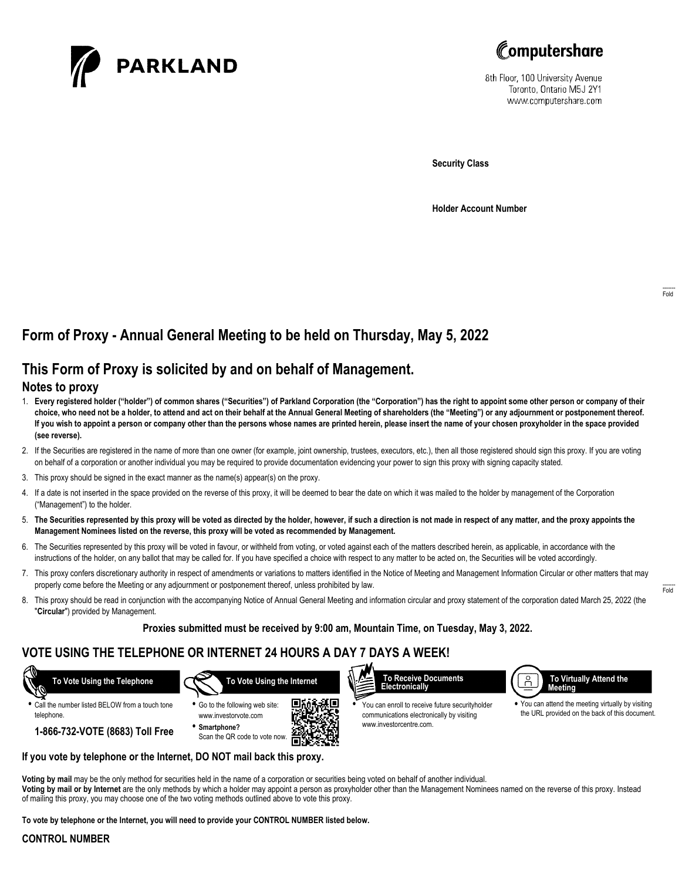PARKLAND

Computershare

8th Floor, 100 University Avenue
Toronto, Ontario M5J 2Y1
www.computershare.com

**Security Class**

**Holder Account Number**

# Form of Proxy - Annual General Meeting to be held on Thursday, May 5, 2022

# This Form of Proxy is solicited by and on behalf of Management.

## Notes to proxy

1. **Every registered holder ("holder") of common shares ("Securities") of Parkland Corporation (the "Corporation") has the right to appoint some other person or company of their choice, who need not be a holder, to attend and act on their behalf at the Annual General Meeting of shareholders (the "Meeting") or any adjournment or postponement thereof. If you wish to appoint a person or company other than the persons whose names are printed herein, please insert the name of your chosen proxyholder in the space provided (see reverse).**
2. If the Securities are registered in the name of more than one owner (for example, joint ownership, trustees, executors, etc.), then all those registered should sign this proxy. If you are voting on behalf of a corporation or another individual you may be required to provide documentation evidencing your power to sign this proxy with signing capacity stated.
3. This proxy should be signed in the exact manner as the name(s) appear(s) on the proxy.
4. If a date is not inserted in the space provided on the reverse of this proxy, it will be deemed to bear the date on which it was mailed to the holder by management of the Corporation ("Management") to the holder.
5. **The Securities represented by this proxy will be voted as directed by the holder, however, if such a direction is not made in respect of any matter, and the proxy appoints the Management Nominees listed on the reverse, this proxy will be voted as recommended by Management.**
6. The Securities represented by this proxy will be voted in favour, or withheld from voting, or voted against each of the matters described herein, as applicable, in accordance with the instructions of the holder, on any ballot that may be called for. If you have specified a choice with respect to any matter to be acted on, the Securities will be voted accordingly.
7. This proxy confers discretionary authority in respect of amendments or variations to matters identified in the Notice of Meeting and Management Information Circular or other matters that may properly come before the Meeting or any adjournment or postponement thereof, unless prohibited by law.
8. This proxy should be read in conjunction with the accompanying Notice of Annual General Meeting and information circular and proxy statement of the corporation dated March 25, 2022 (the "**Circular**") provided by Management.

**Proxies submitted must be received by 9:00 am, Mountain Time, on Tuesday, May 3, 2022.**

## VOTE USING THE TELEPHONE OR INTERNET 24 HOURS A DAY 7 DAYS A WEEK!

**To Vote Using the Telephone**

- Call the number listed BELOW from a touch tone telephone.

**1-866-732-VOTE (8683) Toll Free**

**To Vote Using the Internet**

- Go to the following web site: www.investorvote.com
- **Smartphone?** Scan the QR code to vote now.

**To Receive Documents Electronically**

- You can enroll to receive future securityholder communications electronically by visiting www.investorcentre.com.

**To Virtually Attend the Meeting**

- You can attend the meeting virtually by visiting the URL provided on the back of this document.

**If you vote by telephone or the Internet, DO NOT mail back this proxy.**

**Voting by mail** may be the only method for securities held in the name of a corporation or securities being voted on behalf of another individual.
**Voting by mail or by Internet** are the only methods by which a holder may appoint a person as proxyholder other than the Management Nominees named on the reverse of this proxy. Instead of mailing this proxy, you may choose one of the two voting methods outlined above to vote this proxy.

**To vote by telephone or the Internet, you will need to provide your CONTROL NUMBER listed below.**

**CONTROL NUMBER**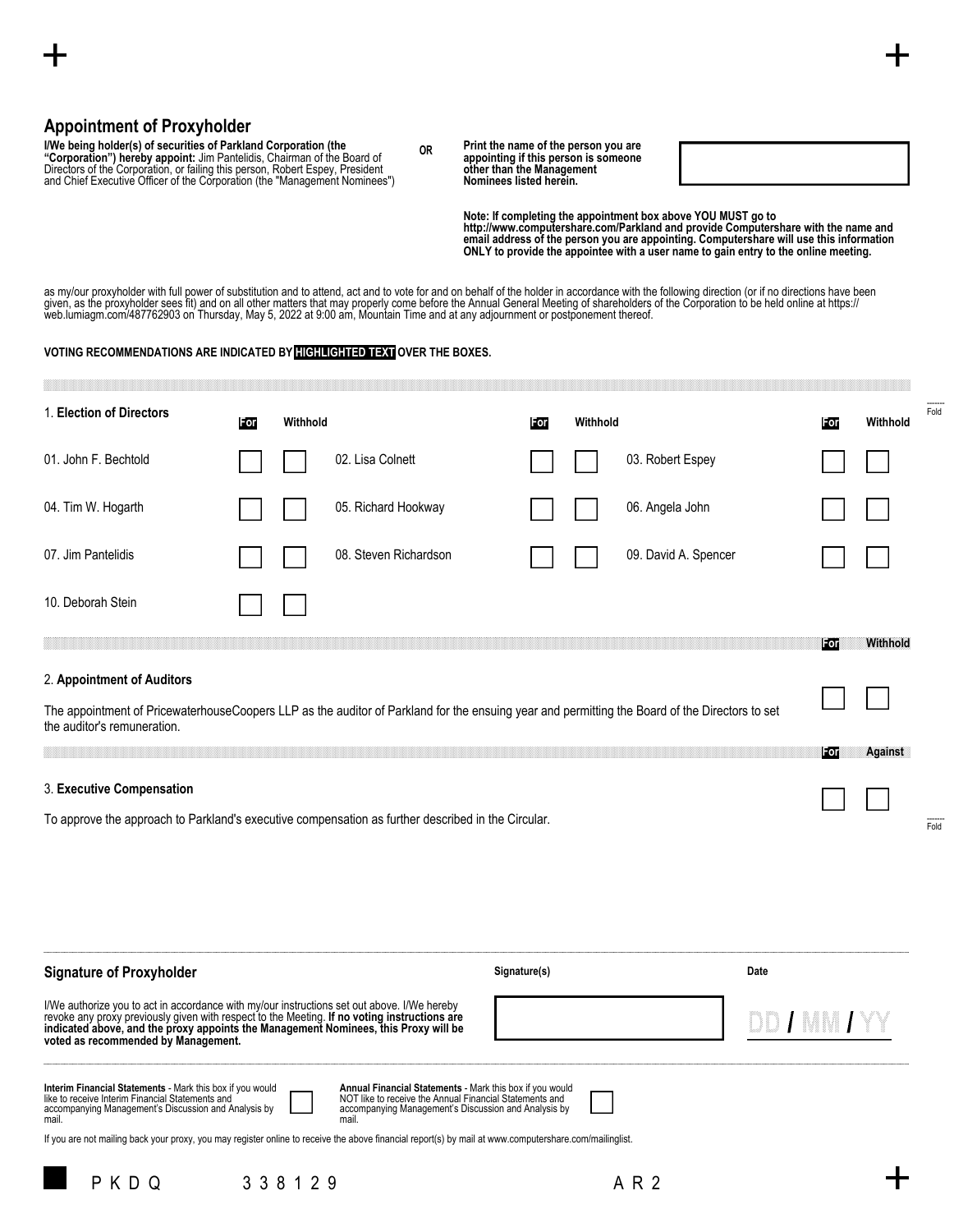## Appointment of Proxyholder

**I/We being holder(s) of securities of Parkland Corporation (the "Corporation") hereby appoint:** Jim Pantelidis, Chairman of the Board of Directors of the Corporation, or failing this person, Robert Espey, President and Chief Executive Officer of the Corporation (the "Management Nominees")

**OR**

**Print the name of the person you are appointing if this person is someone other than the Management Nominees listed herein.**

**Note: If completing the appointment box above YOU MUST go to http://www.computershare.com/Parkland and provide Computershare with the name and email address of the person you are appointing. Computershare will use this information ONLY to provide the appointee with a user name to gain entry to the online meeting.**

as my/our proxyholder with full power of substitution and to attend, act and to vote for and on behalf of the holder in accordance with the following direction (or if no directions have been given, as the proxyholder sees fit) and on all other matters that may properly come before the Annual General Meeting of shareholders of the Corporation to be held online at https://web.lumiagm.com/487762903 on Thursday, May 5, 2022 at 9:00 am, Mountain Time and at any adjournment or postponement thereof.

**VOTING RECOMMENDATIONS ARE INDICATED BY HIGHLIGHTED TEXT OVER THE BOXES.**

1. **Election of Directors**

| | For | Withhold | | For | Withhold | | For | Withhold |
|---|---|---|---|---|---|---|---|---|
| 01. John F. Bechtold | ☐ | ☐ | 02. Lisa Colnett | ☐ | ☐ | 03. Robert Espey | ☐ | ☐ |
| 04. Tim W. Hogarth | ☐ | ☐ | 05. Richard Hookway | ☐ | ☐ | 06. Angela John | ☐ | ☐ |
| 07. Jim Pantelidis | ☐ | ☐ | 08. Steven Richardson | ☐ | ☐ | 09. David A. Spencer | ☐ | ☐ |
| 10. Deborah Stein | ☐ | ☐ | | | | | | |

2. **Appointment of Auditors** — For ☐ Withhold ☐

The appointment of PricewaterhouseCoopers LLP as the auditor of Parkland for the ensuing year and permitting the Board of the Directors to set the auditor's remuneration.

3. **Executive Compensation** — For ☐ Against ☐

To approve the approach to Parkland's executive compensation as further described in the Circular.

**Signature of Proxyholder**

I/We authorize you to act in accordance with my/our instructions set out above. I/We hereby revoke any proxy previously given with respect to the Meeting. **If no voting instructions are indicated above, and the proxy appoints the Management Nominees, this Proxy will be voted as recommended by Management.**

**Signature(s)**

**Date**

DD / MM / YY

**Interim Financial Statements** - Mark this box if you would like to receive Interim Financial Statements and accompanying Management's Discussion and Analysis by mail. ☐

**Annual Financial Statements** - Mark this box if you would NOT like to receive the Annual Financial Statements and accompanying Management's Discussion and Analysis by mail. ☐

If you are not mailing back your proxy, you may register online to receive the above financial report(s) by mail at www.computershare.com/mailinglist.

P K D Q 3 3 8 1 2 9 A R 2